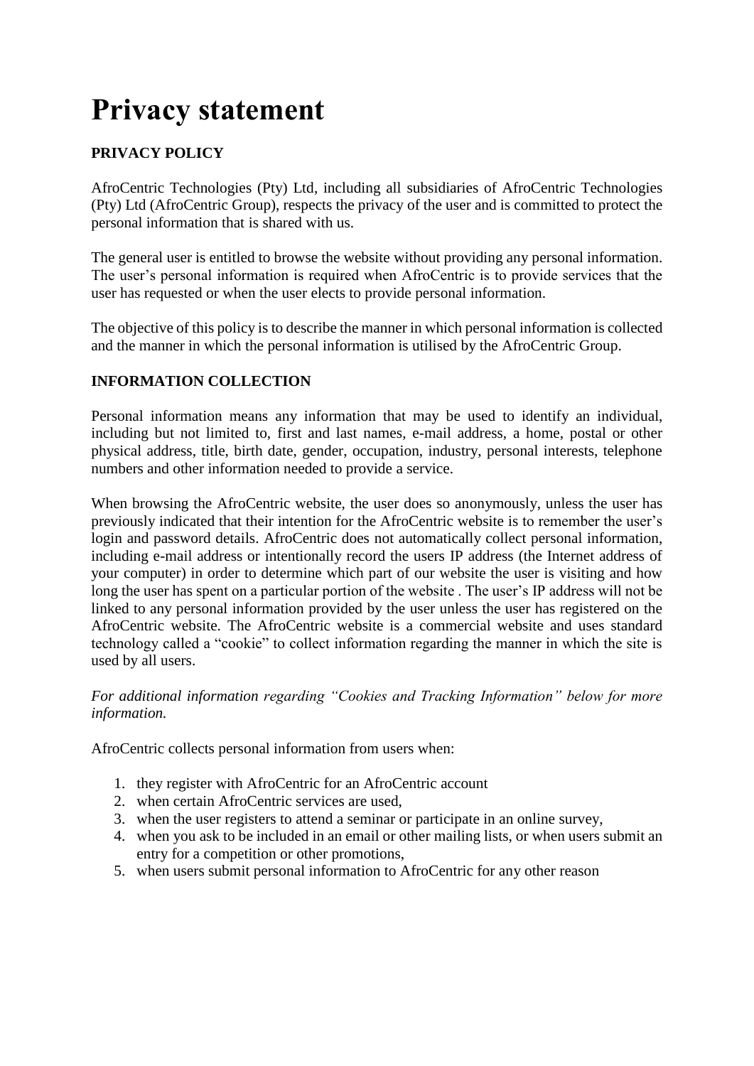# Privacy statement

**PRIVACY POLICY**

AfroCentric Technologies (Pty) Ltd, including all subsidiaries of AfroCentric Technologies (Pty) Ltd (AfroCentric Group), respects the privacy of the user and is committed to protect the personal information that is shared with us.

The general user is entitled to browse the website without providing any personal information. The user's personal information is required when AfroCentric is to provide services that the user has requested or when the user elects to provide personal information.

The objective of this policy is to describe the manner in which personal information is collected and the manner in which the personal information is utilised by the AfroCentric Group.

**INFORMATION COLLECTION**

Personal information means any information that may be used to identify an individual, including but not limited to, first and last names, e-mail address, a home, postal or other physical address, title, birth date, gender, occupation, industry, personal interests, telephone numbers and other information needed to provide a service.

When browsing the AfroCentric website, the user does so anonymously, unless the user has previously indicated that their intention for the AfroCentric website is to remember the user's login and password details. AfroCentric does not automatically collect personal information, including e-mail address or intentionally record the users IP address (the Internet address of your computer) in order to determine which part of our website the user is visiting and how long the user has spent on a particular portion of the website . The user's IP address will not be linked to any personal information provided by the user unless the user has registered on the AfroCentric website. The AfroCentric website is a commercial website and uses standard technology called a "cookie" to collect information regarding the manner in which the site is used by all users.

*For additional information regarding "Cookies and Tracking Information" below for more information.*

AfroCentric collects personal information from users when:

1. they register with AfroCentric for an AfroCentric account
2. when certain AfroCentric services are used,
3. when the user registers to attend a seminar or participate in an online survey,
4. when you ask to be included in an email or other mailing lists, or when users submit an entry for a competition or other promotions,
5. when users submit personal information to AfroCentric for any other reason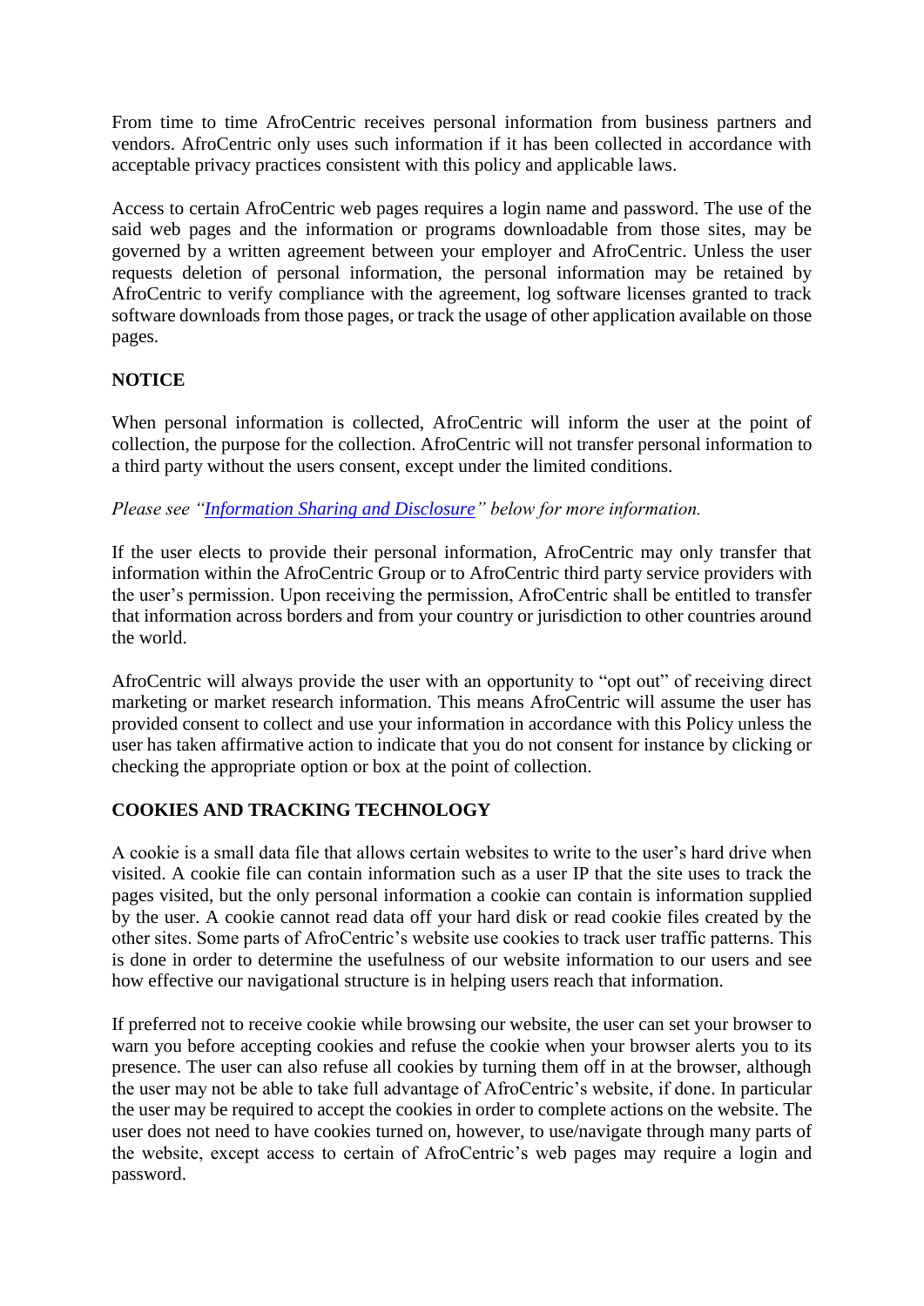From time to time AfroCentric receives personal information from business partners and vendors. AfroCentric only uses such information if it has been collected in accordance with acceptable privacy practices consistent with this policy and applicable laws.

Access to certain AfroCentric web pages requires a login name and password. The use of the said web pages and the information or programs downloadable from those sites, may be governed by a written agreement between your employer and AfroCentric. Unless the user requests deletion of personal information, the personal information may be retained by AfroCentric to verify compliance with the agreement, log software licenses granted to track software downloads from those pages, or track the usage of other application available on those pages.

## NOTICE

When personal information is collected, AfroCentric will inform the user at the point of collection, the purpose for the collection. AfroCentric will not transfer personal information to a third party without the users consent, except under the limited conditions.

*Please see "[Information Sharing and Disclosure](#)" below for more information.*

If the user elects to provide their personal information, AfroCentric may only transfer that information within the AfroCentric Group or to AfroCentric third party service providers with the user's permission. Upon receiving the permission, AfroCentric shall be entitled to transfer that information across borders and from your country or jurisdiction to other countries around the world.

AfroCentric will always provide the user with an opportunity to "opt out" of receiving direct marketing or market research information. This means AfroCentric will assume the user has provided consent to collect and use your information in accordance with this Policy unless the user has taken affirmative action to indicate that you do not consent for instance by clicking or checking the appropriate option or box at the point of collection.

## COOKIES AND TRACKING TECHNOLOGY

A cookie is a small data file that allows certain websites to write to the user's hard drive when visited. A cookie file can contain information such as a user IP that the site uses to track the pages visited, but the only personal information a cookie can contain is information supplied by the user. A cookie cannot read data off your hard disk or read cookie files created by the other sites. Some parts of AfroCentric's website use cookies to track user traffic patterns. This is done in order to determine the usefulness of our website information to our users and see how effective our navigational structure is in helping users reach that information.

If preferred not to receive cookie while browsing our website, the user can set your browser to warn you before accepting cookies and refuse the cookie when your browser alerts you to its presence. The user can also refuse all cookies by turning them off in at the browser, although the user may not be able to take full advantage of AfroCentric's website, if done. In particular the user may be required to accept the cookies in order to complete actions on the website. The user does not need to have cookies turned on, however, to use/navigate through many parts of the website, except access to certain of AfroCentric's web pages may require a login and password.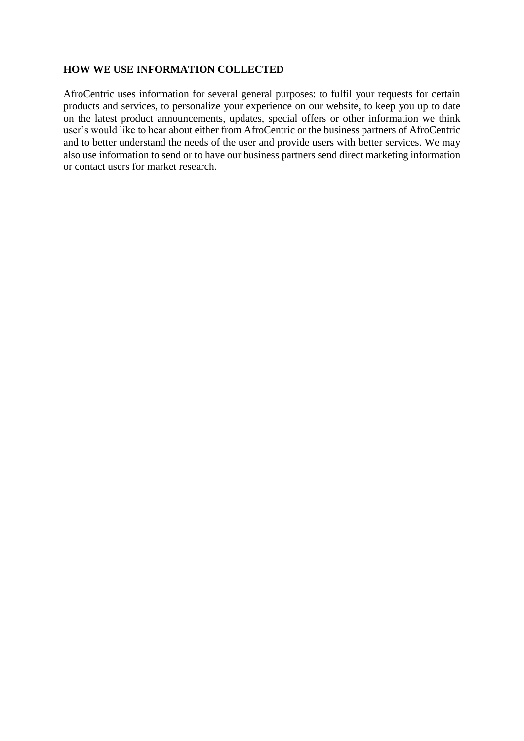**HOW WE USE INFORMATION COLLECTED**

AfroCentric uses information for several general purposes: to fulfil your requests for certain products and services, to personalize your experience on our website, to keep you up to date on the latest product announcements, updates, special offers or other information we think user's would like to hear about either from AfroCentric or the business partners of AfroCentric and to better understand the needs of the user and provide users with better services. We may also use information to send or to have our business partners send direct marketing information or contact users for market research.